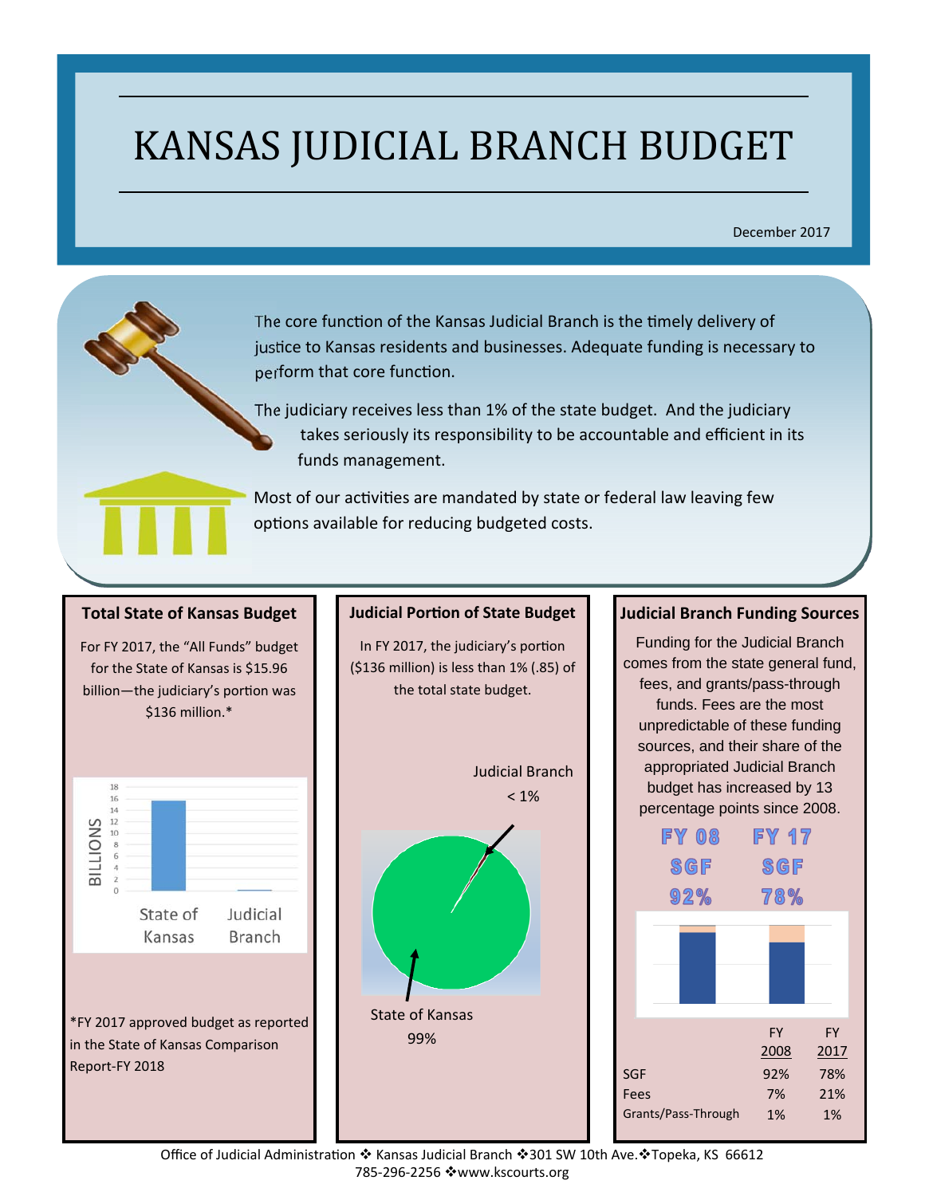# KANSAS JUDICIAL BRANCH BUDGET

December 2017

The core function of the Kansas Judicial Branch is the timely delivery of justice to Kansas residents and businesses. Adequate funding is necessary to perform that core function.

The judiciary receives less than 1% of the state budget. And the judiciary takes seriously its responsibility to be accountable and efficient in its funds management.

Most of our activities are mandated by state or federal law leaving few options available for reducing budgeted costs.

### Total State of Kansas Budget

For FY 2017, the "All Funds" budget for the State of Kansas is $15.96 billion—the judiciary's portion was $136 million.*

*FY 2017 approved budget as reported in the State of Kansas Comparison Report-FY 2018

### Judicial Portion of State Budget

In FY 2017, the judiciary's portion ($136 million) is less than 1% (.85) of the total state budget.

Judicial Branch < 1%

State of Kansas 99%

### Judicial Branch Funding Sources

Funding for the Judicial Branch comes from the state general fund, fees, and grants/pass-through funds. Fees are the most unpredictable of these funding sources, and their share of the appropriated Judicial Branch budget has increased by 13 percentage points since 2008.

**FY 08 SGF 92%** **FY 17 SGF 78%**

| | FY 2008 | FY 2017 |
|---|---|---|
| SGF | 92% | 78% |
| Fees | 7% | 21% |
| Grants/Pass-Through | 1% | 1% |

Office of Judicial Administration ❖ Kansas Judicial Branch ❖301 SW 10th Ave.❖Topeka, KS 66612
785-296-2256 ❖www.kscourts.org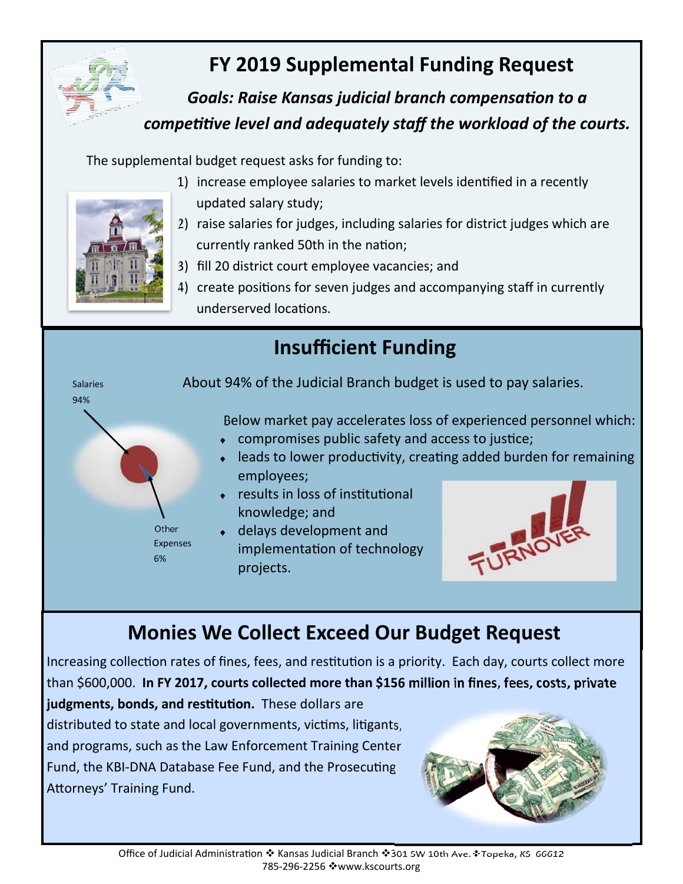# FY 2019 Supplemental Funding Request

***Goals: Raise Kansas judicial branch compensation to a competitive level and adequately staff the workload of the courts.***

The supplemental budget request asks for funding to:

1) increase employee salaries to market levels identified in a recently updated salary study;
2) raise salaries for judges, including salaries for district judges which are currently ranked 50th in the nation;
3) fill 20 district court employee vacancies; and
4) create positions for seven judges and accompanying staff in currently underserved locations.

## Insufficient Funding

Salaries
94%

Other
Expenses
6%

About 94% of the Judicial Branch budget is used to pay salaries.

Below market pay accelerates loss of experienced personnel which:

- compromises public safety and access to justice;
- leads to lower productivity, creating added burden for remaining employees;
- results in loss of institutional knowledge; and
- delays development and implementation of technology projects.

## Monies We Collect Exceed Our Budget Request

Increasing collection rates of fines, fees, and restitution is a priority. Each day, courts collect more than $600,000. **In FY 2017, courts collected more than $156 million in fines, fees, costs, private judgments, bonds, and restitution.** These dollars are distributed to state and local governments, victims, litigants, and programs, such as the Law Enforcement Training Center Fund, the KBI-DNA Database Fee Fund, and the Prosecuting Attorneys' Training Fund.

Office of Judicial Administration ❖ Kansas Judicial Branch ❖301 SW 10th Ave.❖Topeka, KS 66612
785-296-2256 ❖www.kscourts.org